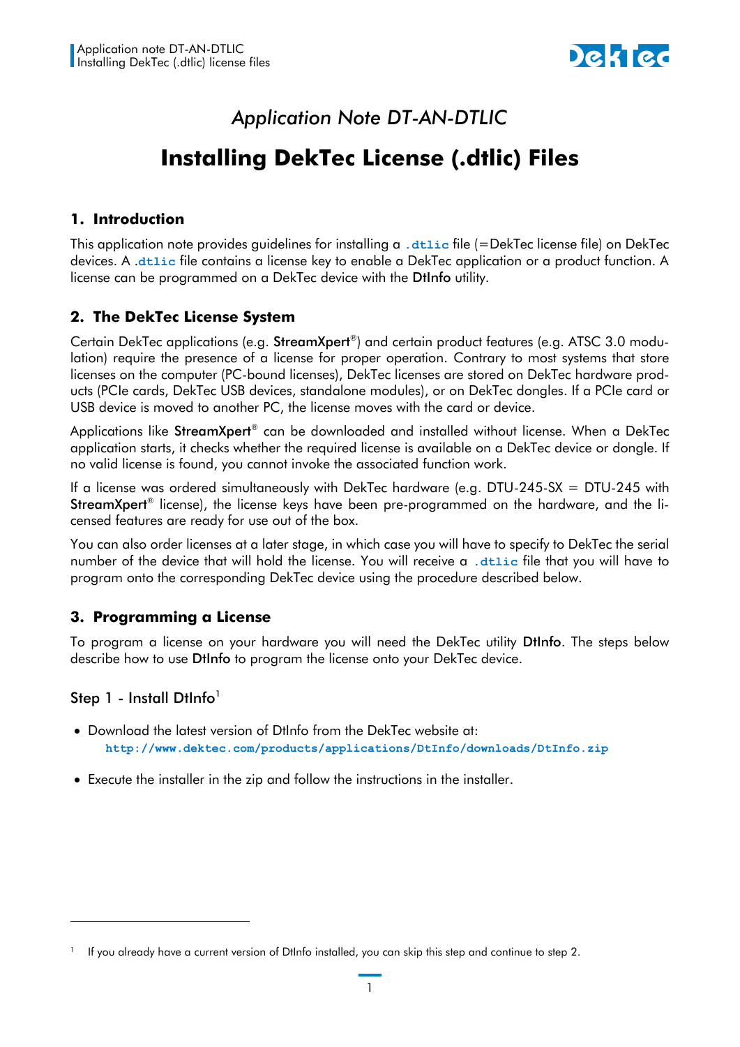*Application Note DT-AN-DTLIC*

# Installing DekTec License (.dtlic) Files

## 1. Introduction

This application note provides guidelines for installing a `.dtlic` file (=DekTec license file) on DekTec devices. A `.dtlic` file contains a license key to enable a DekTec application or a product function. A license can be programmed on a DekTec device with the **DtInfo** utility.

## 2. The DekTec License System

Certain DekTec applications (e.g. **StreamXpert**®) and certain product features (e.g. ATSC 3.0 modulation) require the presence of a license for proper operation. Contrary to most systems that store licenses on the computer (PC-bound licenses), DekTec licenses are stored on DekTec hardware products (PCIe cards, DekTec USB devices, standalone modules), or on DekTec dongles. If a PCIe card or USB device is moved to another PC, the license moves with the card or device.

Applications like **StreamXpert**® can be downloaded and installed without license. When a DekTec application starts, it checks whether the required license is available on a DekTec device or dongle. If no valid license is found, you cannot invoke the associated function work.

If a license was ordered simultaneously with DekTec hardware (e.g. DTU-245-SX = DTU-245 with **StreamXpert**® license), the license keys have been pre-programmed on the hardware, and the licensed features are ready for use out of the box.

You can also order licenses at a later stage, in which case you will have to specify to DekTec the serial number of the device that will hold the license. You will receive a `.dtlic` file that you will have to program onto the corresponding DekTec device using the procedure described below.

## 3. Programming a License

To program a license on your hardware you will need the DekTec utility **DtInfo**. The steps below describe how to use **DtInfo** to program the license onto your DekTec device.

### Step 1 - Install DtInfo[1]

- Download the latest version of DtInfo from the DekTec website at:
  **`http://www.dektec.com/products/applications/DtInfo/downloads/DtInfo.zip`**
- Execute the installer in the zip and follow the instructions in the installer.

---

[1] If you already have a current version of DtInfo installed, you can skip this step and continue to step 2.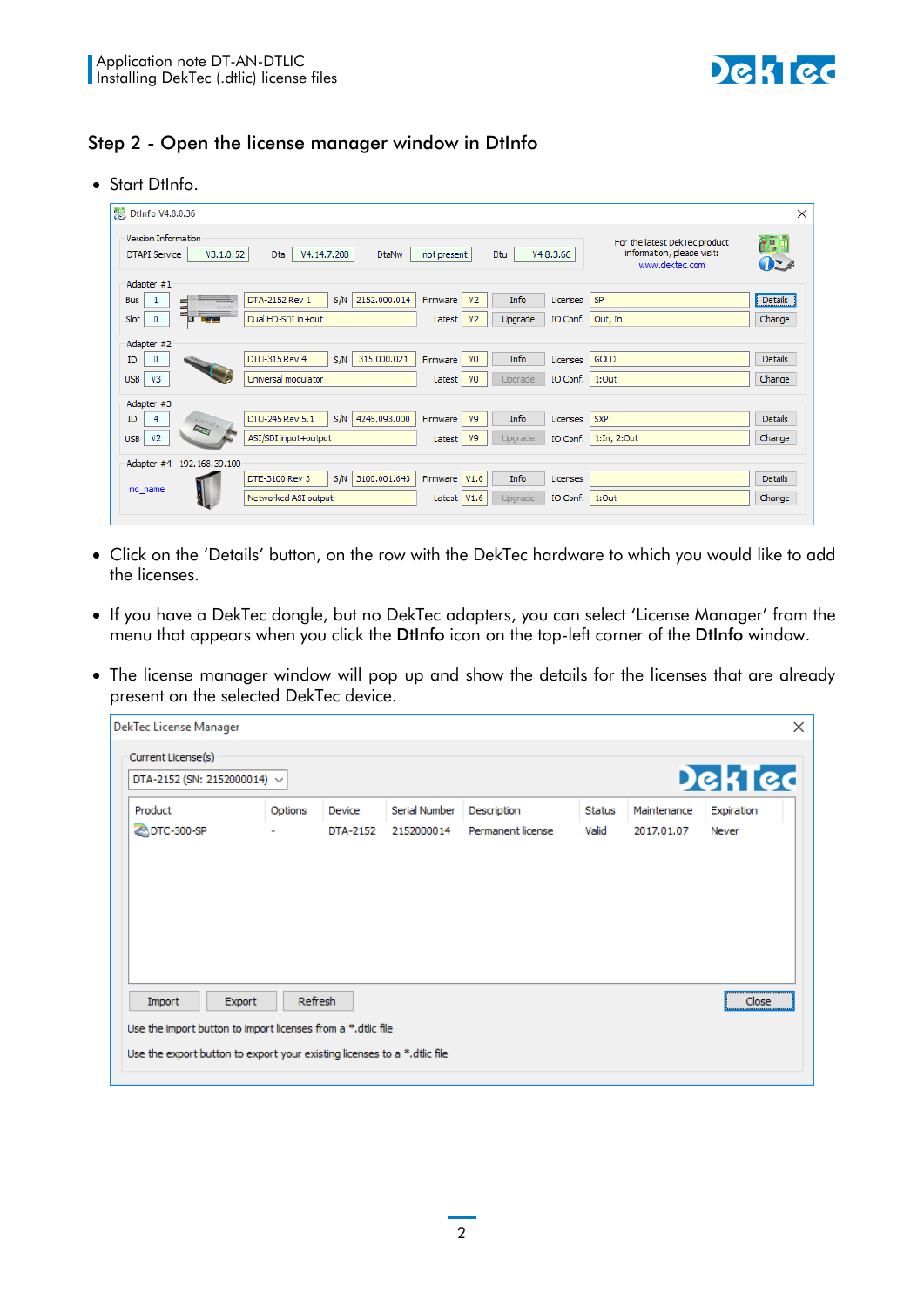## Step 2 - Open the license manager window in DtInfo

- Start DtInfo.

- Click on the 'Details' button, on the row with the DekTec hardware to which you would like to add the licenses.

- If you have a DekTec dongle, but no DekTec adapters, you can select 'License Manager' from the menu that appears when you click the **DtInfo** icon on the top-left corner of the **DtInfo** window.

- The license manager window will pop up and show the details for the licenses that are already present on the selected DekTec device.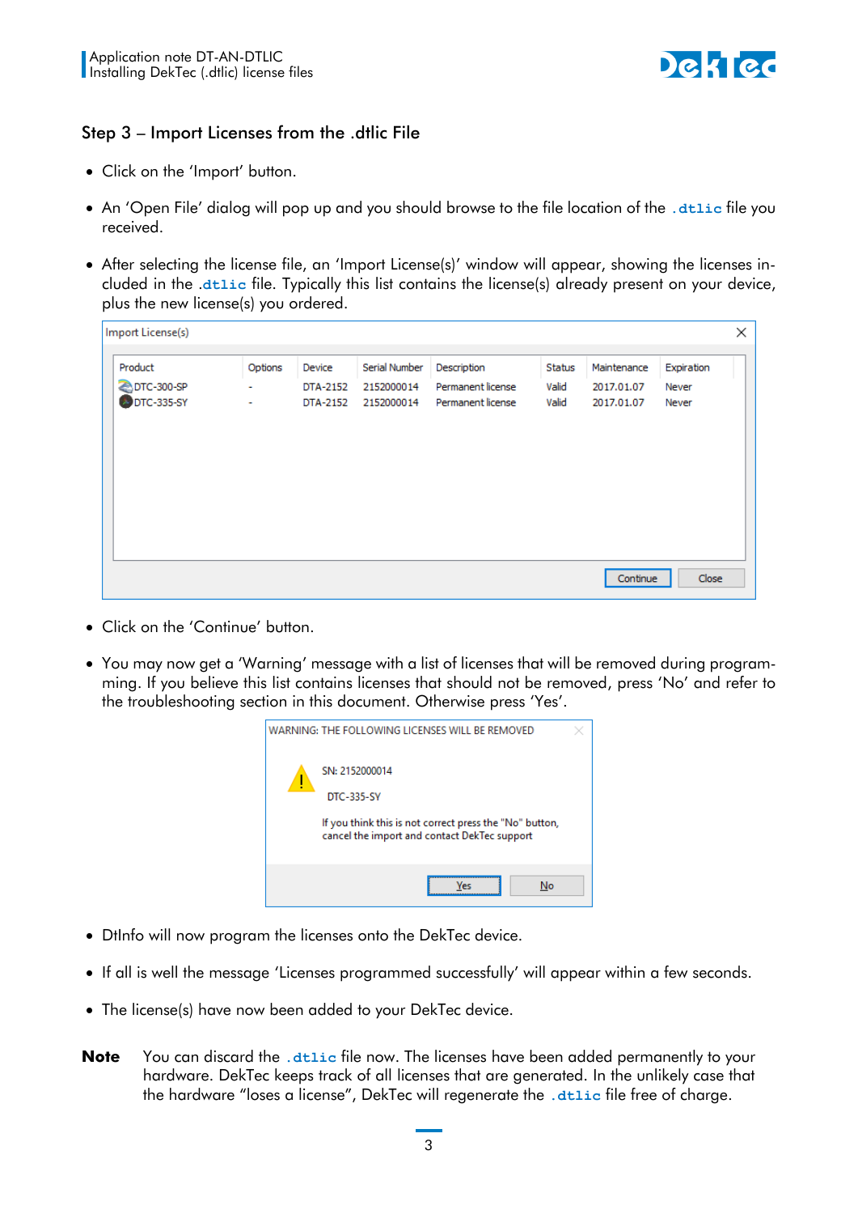## Step 3 – Import Licenses from the .dtlic File

- Click on the 'Import' button.
- An 'Open File' dialog will pop up and you should browse to the file location of the `.dtlic` file you received.
- After selecting the license file, an 'Import License(s)' window will appear, showing the licenses included in the `.dtlic` file. Typically this list contains the license(s) already present on your device, plus the new license(s) you ordered.

Import License(s)

| Product | Options | Device | Serial Number | Description | Status | Maintenance | Expiration |
|---|---|---|---|---|---|---|---|
| DTC-300-SP | - | DTA-2152 | 2152000014 | Permanent license | Valid | 2017.01.07 | Never |
| DTC-335-SY | - | DTA-2152 | 2152000014 | Permanent license | Valid | 2017.01.07 | Never |

Continue | Close

- Click on the 'Continue' button.
- You may now get a 'Warning' message with a list of licenses that will be removed during programming. If you believe this list contains licenses that should not be removed, press 'No' and refer to the troubleshooting section in this document. Otherwise press 'Yes'.

WARNING: THE FOLLOWING LICENSES WILL BE REMOVED

SN: 2152000014

DTC-335-SY

If you think this is not correct press the "No" button, cancel the import and contact DekTec support

Yes | No

- DtInfo will now program the licenses onto the DekTec device.
- If all is well the message 'Licenses programmed successfully' will appear within a few seconds.
- The license(s) have now been added to your DekTec device.

**Note** You can discard the `.dtlic` file now. The licenses have been added permanently to your hardware. DekTec keeps track of all licenses that are generated. In the unlikely case that the hardware "loses a license", DekTec will regenerate the `.dtlic` file free of charge.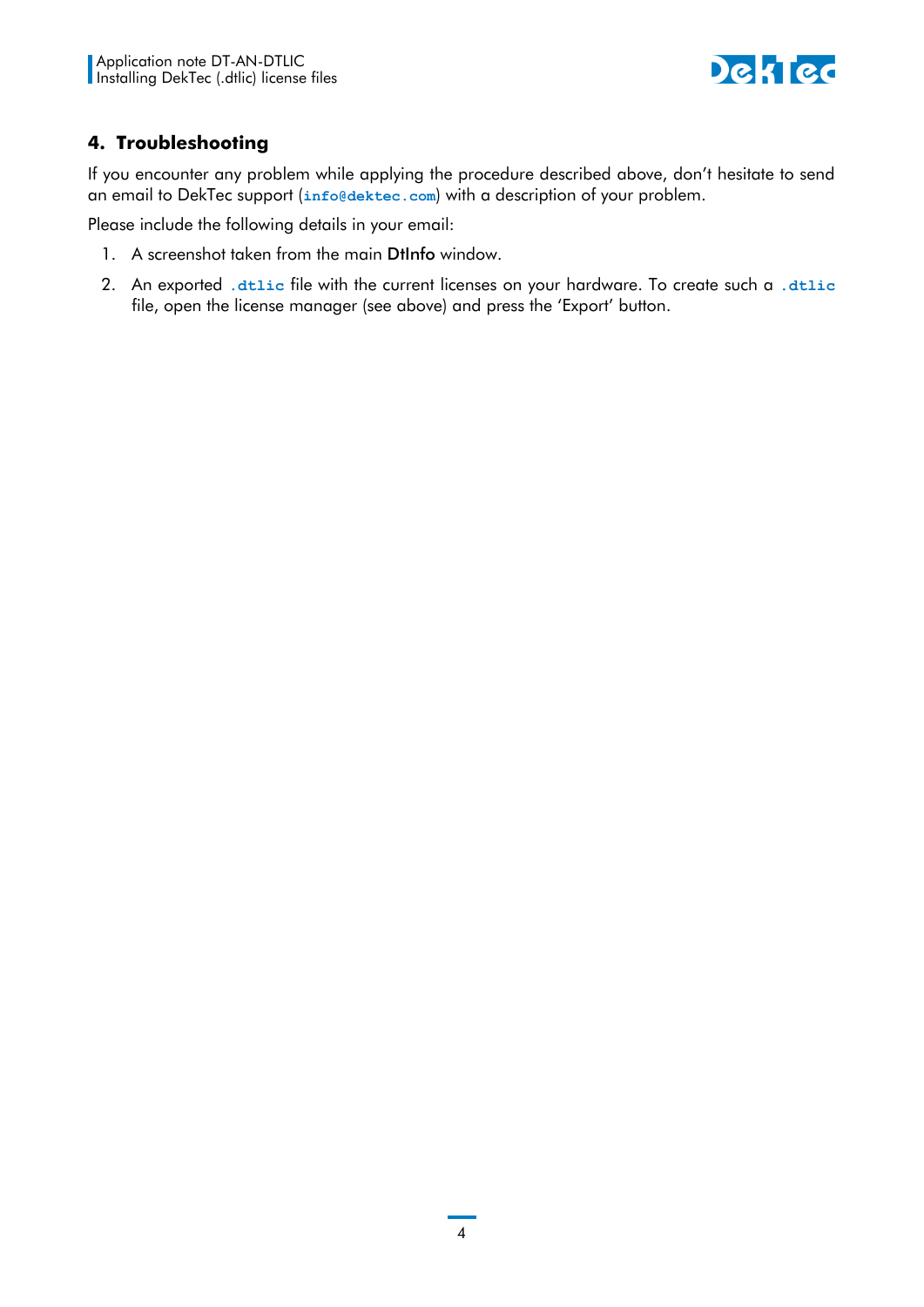## 4. Troubleshooting

If you encounter any problem while applying the procedure described above, don't hesitate to send an email to DekTec support (`info@dektec.com`) with a description of your problem.

Please include the following details in your email:

1. A screenshot taken from the main DtInfo window.
2. An exported `.dtlic` file with the current licenses on your hardware. To create such a `.dtlic` file, open the license manager (see above) and press the 'Export' button.